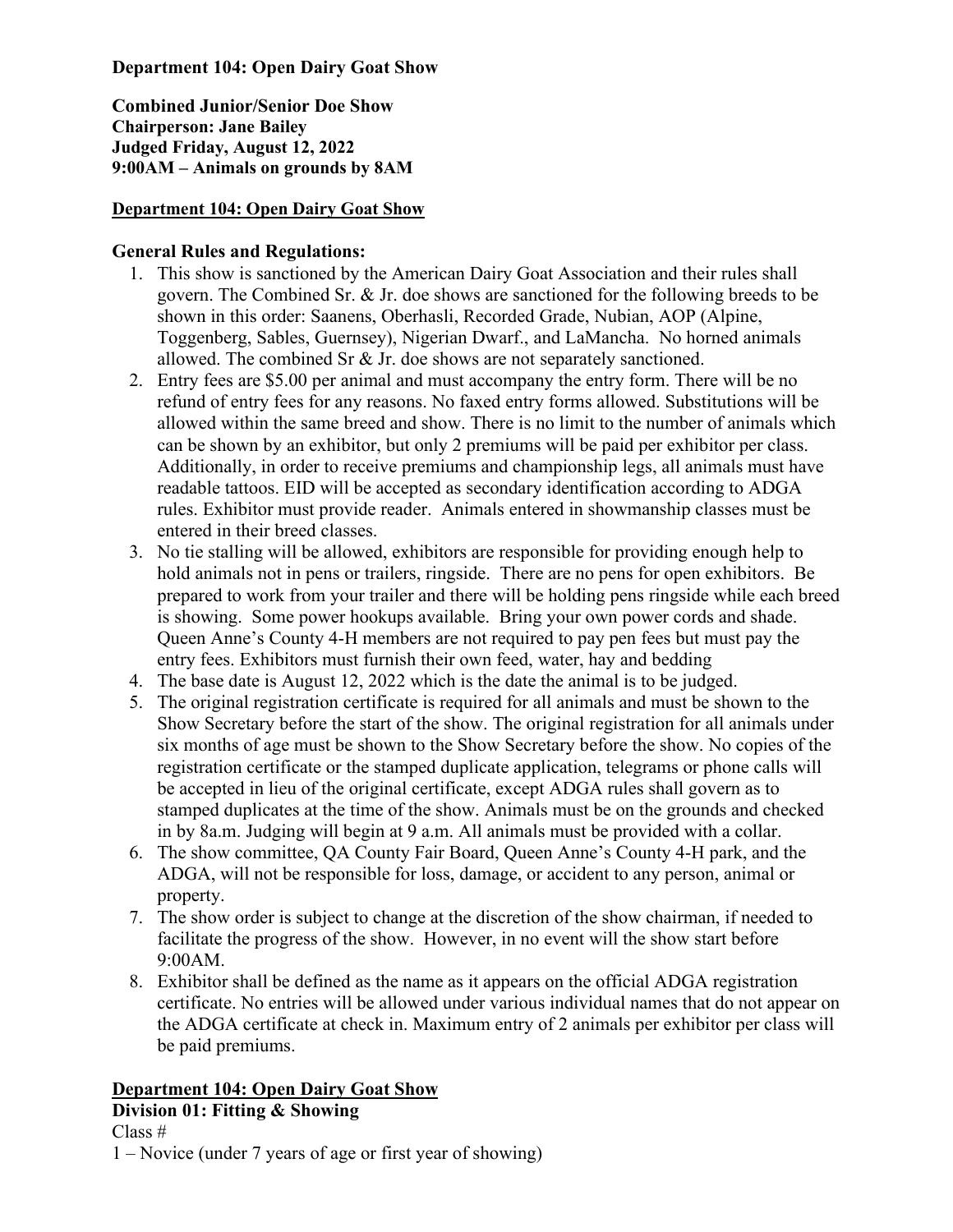**Department 104: Open Dairy Goat Show**

**Combined Junior/Senior Doe Show**
**Chairperson: Jane Bailey**
**Judged Friday, August 12, 2022**
**9:00AM – Animals on grounds by 8AM**

**Department 104: Open Dairy Goat Show**

**General Rules and Regulations:**

1. This show is sanctioned by the American Dairy Goat Association and their rules shall govern. The Combined Sr. & Jr. doe shows are sanctioned for the following breeds to be shown in this order: Saanens, Oberhasli, Recorded Grade, Nubian, AOP (Alpine, Toggenberg, Sables, Guernsey), Nigerian Dwarf., and LaMancha. No horned animals allowed. The combined Sr & Jr. doe shows are not separately sanctioned.
2. Entry fees are $5.00 per animal and must accompany the entry form. There will be no refund of entry fees for any reasons. No faxed entry forms allowed. Substitutions will be allowed within the same breed and show. There is no limit to the number of animals which can be shown by an exhibitor, but only 2 premiums will be paid per exhibitor per class. Additionally, in order to receive premiums and championship legs, all animals must have readable tattoos. EID will be accepted as secondary identification according to ADGA rules. Exhibitor must provide reader. Animals entered in showmanship classes must be entered in their breed classes.
3. No tie stalling will be allowed, exhibitors are responsible for providing enough help to hold animals not in pens or trailers, ringside. There are no pens for open exhibitors. Be prepared to work from your trailer and there will be holding pens ringside while each breed is showing. Some power hookups available. Bring your own power cords and shade. Queen Anne's County 4-H members are not required to pay pen fees but must pay the entry fees. Exhibitors must furnish their own feed, water, hay and bedding
4. The base date is August 12, 2022 which is the date the animal is to be judged.
5. The original registration certificate is required for all animals and must be shown to the Show Secretary before the start of the show. The original registration for all animals under six months of age must be shown to the Show Secretary before the show. No copies of the registration certificate or the stamped duplicate application, telegrams or phone calls will be accepted in lieu of the original certificate, except ADGA rules shall govern as to stamped duplicates at the time of the show. Animals must be on the grounds and checked in by 8a.m. Judging will begin at 9 a.m. All animals must be provided with a collar.
6. The show committee, QA County Fair Board, Queen Anne's County 4-H park, and the ADGA, will not be responsible for loss, damage, or accident to any person, animal or property.
7. The show order is subject to change at the discretion of the show chairman, if needed to facilitate the progress of the show. However, in no event will the show start before 9:00AM.
8. Exhibitor shall be defined as the name as it appears on the official ADGA registration certificate. No entries will be allowed under various individual names that do not appear on the ADGA certificate at check in. Maximum entry of 2 animals per exhibitor per class will be paid premiums.

**Department 104: Open Dairy Goat Show**
**Division 01: Fitting & Showing**
Class #
1 – Novice (under 7 years of age or first year of showing)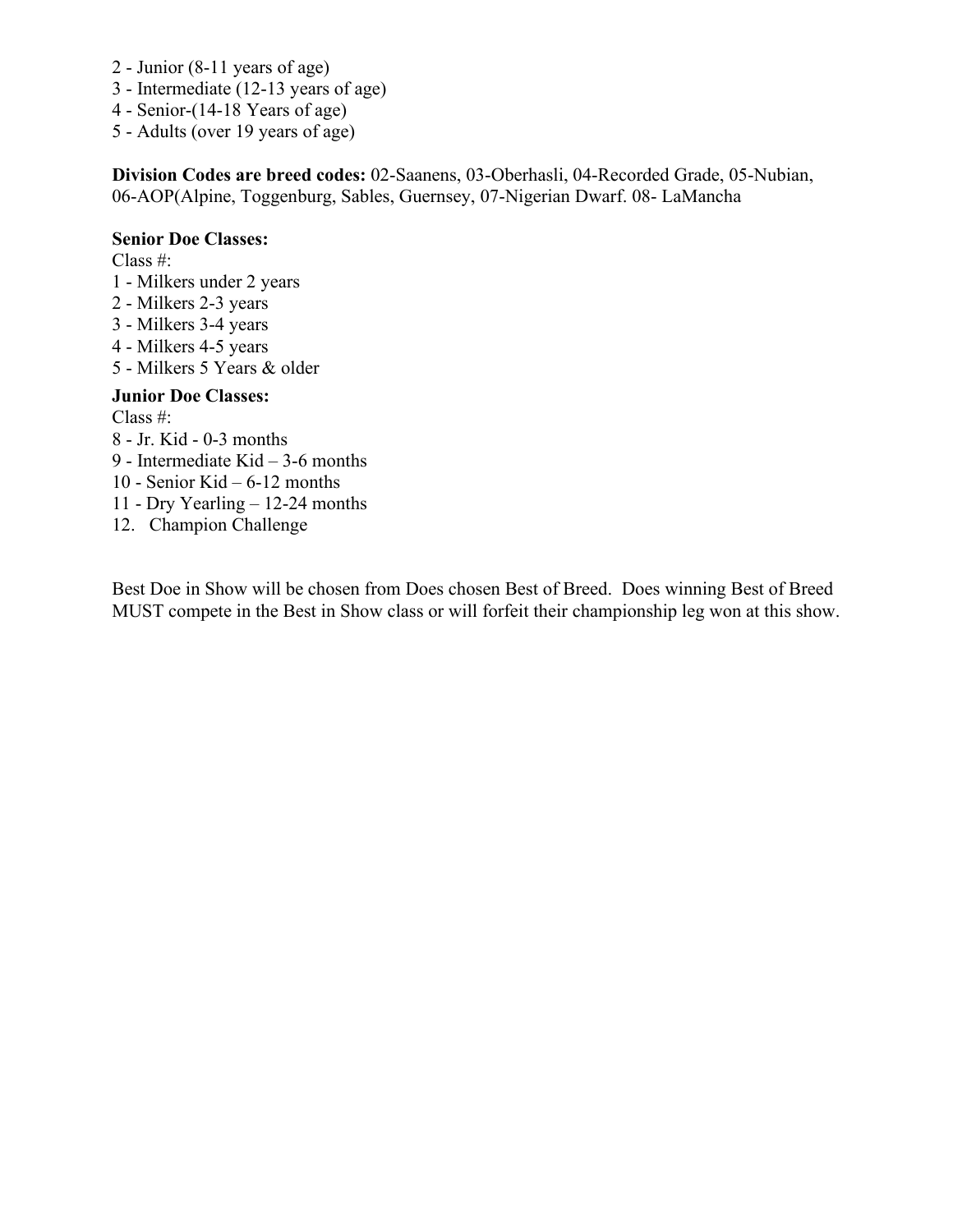2 - Junior (8-11 years of age)
3 - Intermediate (12-13 years of age)
4 - Senior-(14-18 Years of age)
5 - Adults (over 19 years of age)

**Division Codes are breed codes:** 02-Saanens, 03-Oberhasli, 04-Recorded Grade, 05-Nubian, 06-AOP(Alpine, Toggenburg, Sables, Guernsey, 07-Nigerian Dwarf. 08- LaMancha

**Senior Doe Classes:**

Class #:
1 - Milkers under 2 years
2 - Milkers 2-3 years
3 - Milkers 3-4 years
4 - Milkers 4-5 years
5 - Milkers 5 Years & older

**Junior Doe Classes:**

Class #:
8 - Jr. Kid - 0-3 months
9 - Intermediate Kid – 3-6 months
10 - Senior Kid – 6-12 months
11 - Dry Yearling – 12-24 months
12. Champion Challenge

Best Doe in Show will be chosen from Does chosen Best of Breed. Does winning Best of Breed MUST compete in the Best in Show class or will forfeit their championship leg won at this show.